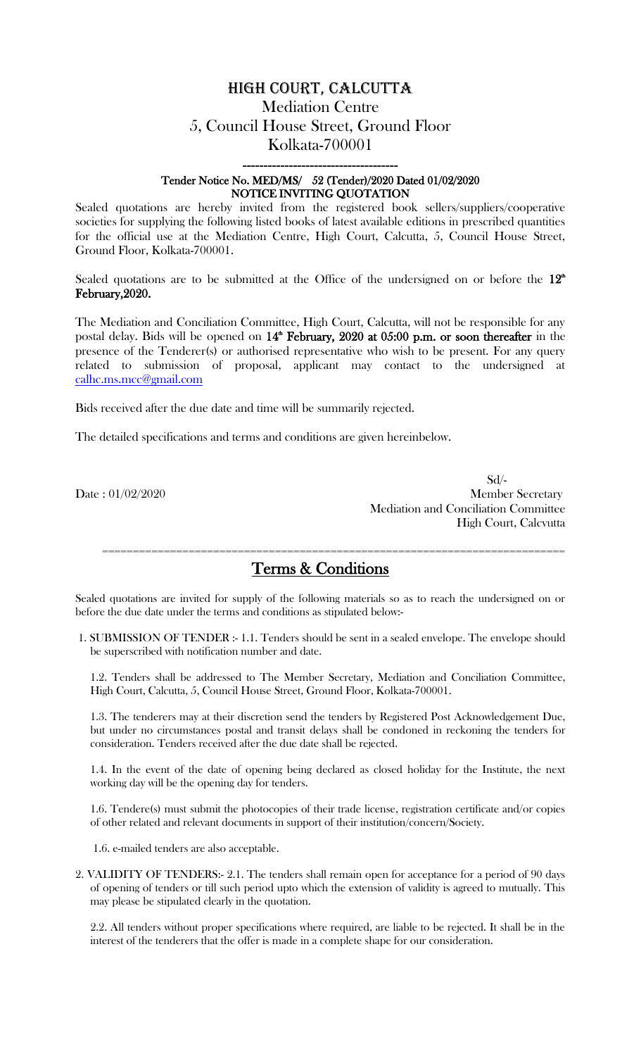# HIGH COURT, CALCUTTA

## Mediation Centre
## 5, Council House Street, Ground Floor
## Kolkata-700001

-----------------------------------------

**Tender Notice No. MED/MS/ 52 (Tender)/2020 Dated 01/02/2020**
**NOTICE INVITING QUOTATION**

Sealed quotations are hereby invited from the registered book sellers/suppliers/cooperative societies for supplying the following listed books of latest available editions in prescribed quantities for the official use at the Mediation Centre, High Court, Calcutta, 5, Council House Street, Ground Floor, Kolkata-700001.

Sealed quotations are to be submitted at the Office of the undersigned on or before the **12th February,2020.**

The Mediation and Conciliation Committee, High Court, Calcutta, will not be responsible for any postal delay. Bids will be opened on **14th February, 2020 at 05:00 p.m. or soon thereafter** in the presence of the Tenderer(s) or authorised representative who wish to be present. For any query related to submission of proposal, applicant may contact to the undersigned at calhc.ms.mcc@gmail.com

Bids received after the due date and time will be summarily rejected.

The detailed specifications and terms and conditions are given hereinbelow.

Sd/-
Date : 01/02/2020
Member Secretary
Mediation and Conciliation Committee
High Court, Calcvutta

==========================================================================

## Terms & Conditions

Sealed quotations are invited for supply of the following materials so as to reach the undersigned on or before the due date under the terms and conditions as stipulated below:-

1. SUBMISSION OF TENDER :- 1.1. Tenders should be sent in a sealed envelope. The envelope should be superscribed with notification number and date.

   1.2. Tenders shall be addressed to The Member Secretary, Mediation and Conciliation Committee, High Court, Calcutta, 5, Council House Street, Ground Floor, Kolkata-700001.

   1.3. The tenderers may at their discretion send the tenders by Registered Post Acknowledgement Due, but under no circumstances postal and transit delays shall be condoned in reckoning the tenders for consideration. Tenders received after the due date shall be rejected.

   1.4. In the event of the date of opening being declared as closed holiday for the Institute, the next working day will be the opening day for tenders.

   1.6. Tendere(s) must submit the photocopies of their trade license, registration certificate and/or copies of other related and relevant documents in support of their institution/concern/Society.

   1.6. e-mailed tenders are also acceptable.

2. VALIDITY OF TENDERS:- 2.1. The tenders shall remain open for acceptance for a period of 90 days of opening of tenders or till such period upto which the extension of validity is agreed to mutually. This may please be stipulated clearly in the quotation.

   2.2. All tenders without proper specifications where required, are liable to be rejected. It shall be in the interest of the tenderers that the offer is made in a complete shape for our consideration.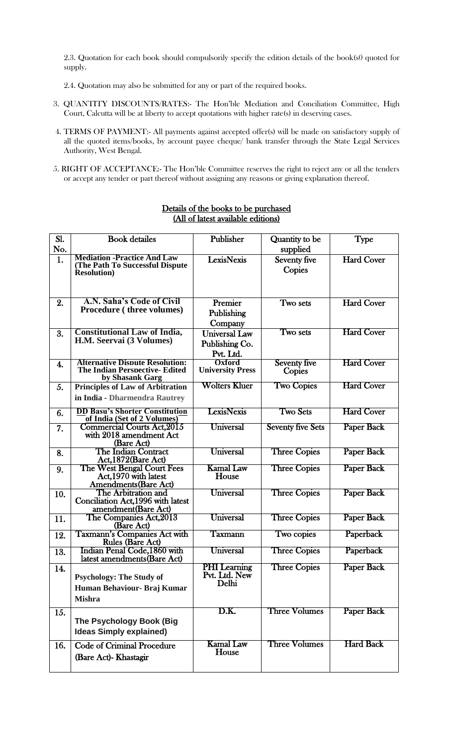2.3. Quotation for each book should compulsorily specify the edition details of the book(s0 quoted for supply.

2.4. Quotation may also be submitted for any or part of the required books.

3. QUANTITY DISCOUNTS/RATES:- The Hon'ble Mediation and Conciliation Committee, High Court, Calcutta will be at liberty to accept quotations with higher rate(s) in deserving cases.

4. TERMS OF PAYMENT:- All payments against accepted offer(s) will be made on satisfactory supply of all the quoted items/books, by account payee cheque/ bank transfer through the State Legal Services Authority, West Bengal.

5. RIGHT OF ACCEPTANCE:- The Hon'ble Committee reserves the right to reject any or all the tenders or accept any tender or part thereof without assigning any reasons or giving explanation thereof.

## Details of the books to be purchased (All of latest available editions)

| Sl. No. | Book detailes | Publisher | Quantity to be supplied | Type |
|---|---|---|---|---|
| 1. | **Mediation -Practice And Law (The Path To Successful Dispute Resolution)** | LexisNexis | Seventy five Copies | Hard Cover |
| 2. | **A.N. Saha's Code of Civil Procedure ( three volumes)** | Premier Publishing Company | Two sets | Hard Cover |
| 3. | **Constitutional Law of India, H.M. Seervai (3 Volumes)** | Universal Law Publishing Co. Pvt. Ltd. | Two sets | Hard Cover |
| 4. | **Alternative Dispute Resolution: The Indian Perspective- Edited by Shasank Garg** | **Oxford University Press** | Seventy five Copies | Hard Cover |
| 5. | **Principles of Law of Arbitration in India - Dharmendra Rautrey** | Wolters Kluer | Two Copies | Hard Cover |
| 6. | **DD Basu's Shorter Constitution of India (Set of 2 Volumes)** | LexisNexis | Two Sets | Hard Cover |
| 7. | Commercial Courts Act,2015 with 2018 amendment Act (Bare Act) | Universal | Seventy five Sets | Paper Back |
| 8. | The Indian Contract Act,1872(Bare Act) | Universal | Three Copies | Paper Back |
| 9. | The West Bengal Court Fees Act,1970 with latest Amendments(Bare Act) | Kamal Law House | Three Copies | Paper Back |
| 10. | The Arbitration and Conciliation Act,1996 with latest amendment(Bare Act) | Universal | Three Copies | Paper Back |
| 11. | The Companies Act,2013 (Bare Act) | Universal | Three Copies | Paper Back |
| 12. | Taxmann's Companies Act with Rules (Bare Act) | Taxmann | Two copies | Paperback |
| 13. | Indian Penal Code,1860 with latest amendments(Bare Act) | Universal | Three Copies | Paperback |
| 14. | **Psychology: The Study of Human Behaviour- Braj Kumar Mishra** | PHI Learning Pvt. Ltd. New Delhi | Three Copies | Paper Back |
| 15. | **The Psychology Book (Big Ideas Simply explained)** | D.K. | Three Volumes | Paper Back |
| 16. | Code of Criminal Procedure (Bare Act)- Khastagir | Kamal Law House | Three Volumes | Hard Back |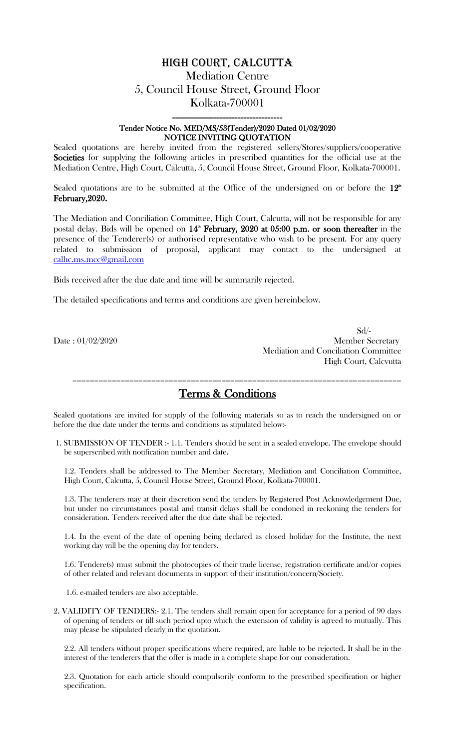# HIGH COURT, CALCUTTA

## Mediation Centre
## 5, Council House Street, Ground Floor
## Kolkata-700001

------------------------------------

**Tender Notice No. MED/MS/53(Tender)/2020 Dated 01/02/2020**
**NOTICE INVITING QUOTATION**

Sealed quotations are hereby invited from the registered sellers/Stores/suppliers/cooperative **Societies** for supplying the following articles in prescribed quantities for the official use at the Mediation Centre, High Court, Calcutta, 5, Council House Street, Ground Floor, Kolkata-700001.

Sealed quotations are to be submitted at the Office of the undersigned on or before the **12th February,2020.**

The Mediation and Conciliation Committee, High Court, Calcutta, will not be responsible for any postal delay. Bids will be opened on **14th February, 2020 at 05:00 p.m. or soon thereafter** in the presence of the Tenderer(s) or authorised representative who wish to be present. For any query related to submission of proposal, applicant may contact to the undersigned at calhc.ms.mcc@gmail.com

Bids received after the due date and time will be summarily rejected.

The detailed specifications and terms and conditions are given hereinbelow.

Sd/-
Date : 01/02/2020
Member Secretary
Mediation and Conciliation Committee
High Court, Calcvutta

========================================================================

## Terms & Conditions

Sealed quotations are invited for supply of the following materials so as to reach the undersigned on or before the due date under the terms and conditions as stipulated below:-

1. SUBMISSION OF TENDER :- 1.1. Tenders should be sent in a sealed envelope. The envelope should be superscribed with notification number and date.

   1.2. Tenders shall be addressed to The Member Secretary, Mediation and Conciliation Committee, High Court, Calcutta, 5, Council House Street, Ground Floor, Kolkata-700001.

   1.3. The tenderers may at their discretion send the tenders by Registered Post Acknowledgement Due, but under no circumstances postal and transit delays shall be condoned in reckoning the tenders for consideration. Tenders received after the due date shall be rejected.

   1.4. In the event of the date of opening being declared as closed holiday for the Institute, the next working day will be the opening day for tenders.

   1.6. Tendere(s) must submit the photocopies of their trade license, registration certificate and/or copies of other related and relevant documents in support of their institution/concern/Society.

   1.6. e-mailed tenders are also acceptable.

2. VALIDITY OF TENDERS:- 2.1. The tenders shall remain open for acceptance for a period of 90 days of opening of tenders or till such period upto which the extension of validity is agreed to mutually. This may please be stipulated clearly in the quotation.

   2.2. All tenders without proper specifications where required, are liable to be rejected. It shall be in the interest of the tenderers that the offer is made in a complete shape for our consideration.

   2.3. Quotation for each article should compulsorily conform to the prescribed specification or higher specification.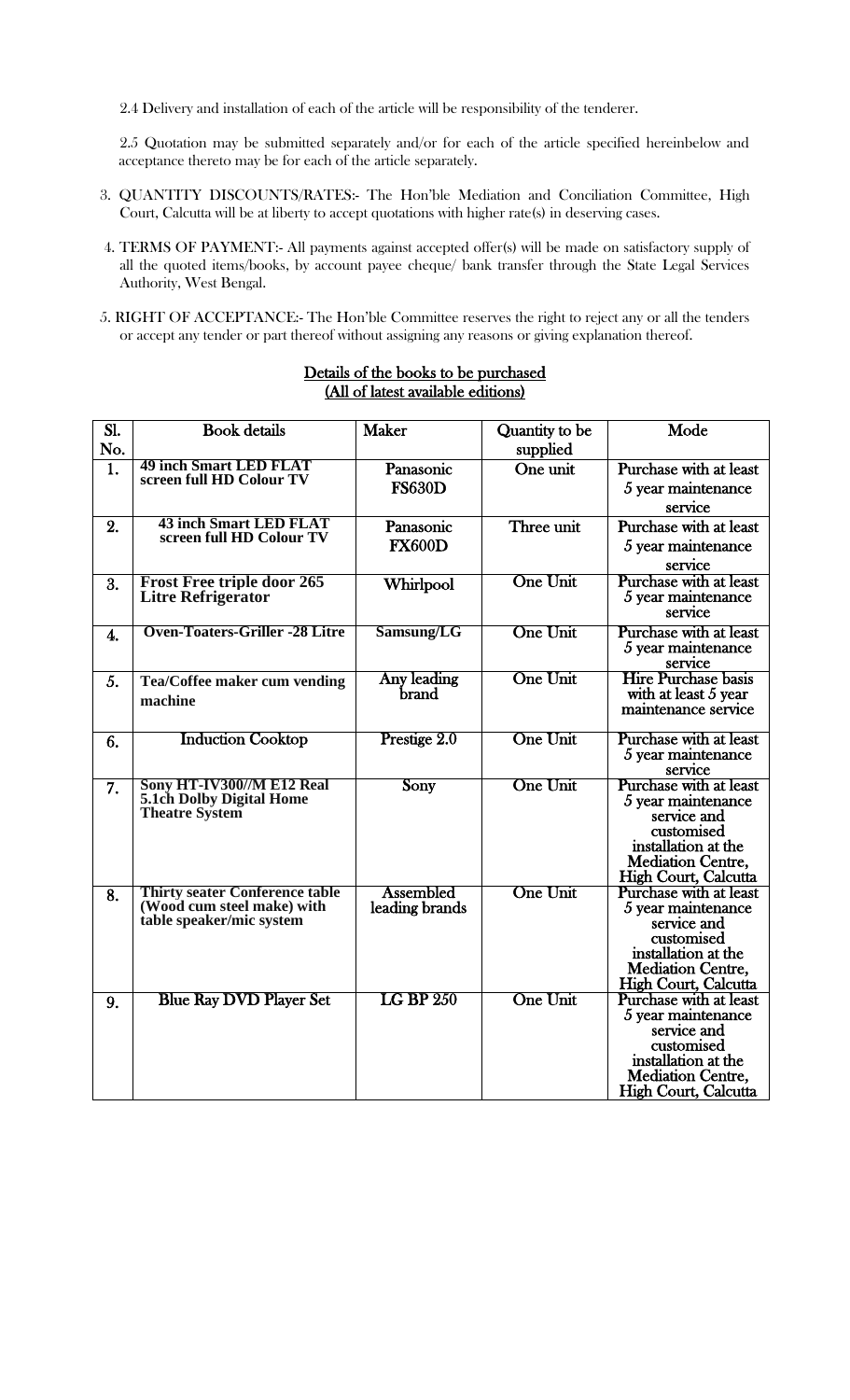2.4 Delivery and installation of each of the article will be responsibility of the tenderer.

2.5 Quotation may be submitted separately and/or for each of the article specified hereinbelow and acceptance thereto may be for each of the article separately.

3. QUANTITY DISCOUNTS/RATES:- The Hon'ble Mediation and Conciliation Committee, High Court, Calcutta will be at liberty to accept quotations with higher rate(s) in deserving cases.

4. TERMS OF PAYMENT:- All payments against accepted offer(s) will be made on satisfactory supply of all the quoted items/books, by account payee cheque/ bank transfer through the State Legal Services Authority, West Bengal.

5. RIGHT OF ACCEPTANCE:- The Hon'ble Committee reserves the right to reject any or all the tenders or accept any tender or part thereof without assigning any reasons or giving explanation thereof.

**Details of the books to be purchased**
**(All of latest available editions)**

| Sl. No. | Book details | Maker | Quantity to be supplied | Mode |
|---|---|---|---|---|
| 1. | **49 inch Smart LED FLAT screen full HD Colour TV** | Panasonic **FS630D** | One unit | Purchase with at least 5 year maintenance service |
| 2. | **43 inch Smart LED FLAT screen full HD Colour TV** | Panasonic **FX600D** | Three unit | Purchase with at least 5 year maintenance service |
| 3. | **Frost Free triple door 265 Litre Refrigerator** | Whirlpool | One Unit | Purchase with at least 5 year maintenance service |
| 4. | **Oven-Toaters-Griller -28 Litre** | **Samsung/LG** | One Unit | Purchase with at least 5 year maintenance service |
| 5. | **Tea/Coffee maker cum vending machine** | Any leading brand | One Unit | Hire Purchase basis with at least 5 year maintenance service |
| 6. | Induction Cooktop | Prestige 2.0 | One Unit | Purchase with at least 5 year maintenance service |
| 7. | **Sony HT-IV300//M E12 Real 5.1ch Dolby Digital Home Theatre System** | Sony | One Unit | Purchase with at least 5 year maintenance service and customised installation at the Mediation Centre, High Court, Calcutta |
| 8. | **Thirty seater Conference table (Wood cum steel make) with table speaker/mic system** | Assembled leading brands | One Unit | Purchase with at least 5 year maintenance service and customised installation at the Mediation Centre, High Court, Calcutta |
| 9. | Blue Ray DVD Player Set | LG BP 250 | One Unit | Purchase with at least 5 year maintenance service and customised installation at the Mediation Centre, High Court, Calcutta |